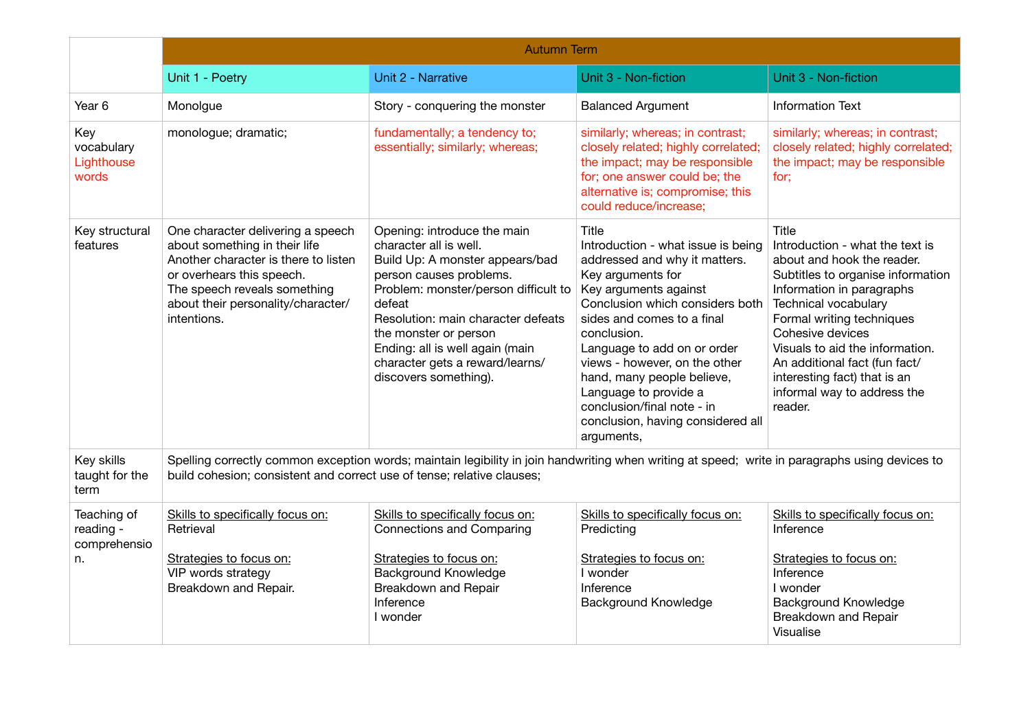| | Autumn Term | | | |
|---|---|---|---|---|
| | Unit 1 - Poetry | Unit 2 - Narrative | Unit 3 - Non-fiction | Unit 3 - Non-fiction |
| Year 6 | Monolgue | Story - conquering the monster | Balanced Argument | Information Text |
| Key vocabulary Lighthouse words | monologue; dramatic; | fundamentally; a tendency to; essentially; similarly; whereas; | similarly; whereas; in contrast; closely related; highly correlated; the impact; may be responsible for; one answer could be; the alternative is; compromise; this could reduce/increase; | similarly; whereas; in contrast; closely related; highly correlated; the impact; may be responsible for; |
| Key structural features | One character delivering a speech about something in their life<br>Another character is there to listen or overhears this speech.<br>The speech reveals something about their personality/character/ intentions. | Opening: introduce the main character all is well.<br>Build Up: A monster appears/bad person causes problems.<br>Problem: monster/person difficult to defeat<br>Resolution: main character defeats the monster or person<br>Ending: all is well again (main character gets a reward/learns/ discovers something). | Title<br>Introduction - what issue is being addressed and why it matters.<br>Key arguments for<br>Key arguments against<br>Conclusion which considers both sides and comes to a final conclusion.<br>Language to add on or order views - however, on the other hand, many people believe,<br>Language to provide a conclusion/final note - in conclusion, having considered all arguments, | Title<br>Introduction - what the text is about and hook the reader.<br>Subtitles to organise information<br>Information in paragraphs<br>Technical vocabulary<br>Formal writing techniques<br>Cohesive devices<br>Visuals to aid the information.<br>An additional fact (fun fact/ interesting fact) that is an informal way to address the reader. |
| Key skills taught for the term | Spelling correctly common exception words; maintain legibility in join handwriting when writing at speed; write in paragraphs using devices to build cohesion; consistent and correct use of tense; relative clauses; | | | |
| Teaching of reading - comprehension. | Skills to specifically focus on:<br>Retrieval<br><br>Strategies to focus on:<br>VIP words strategy<br>Breakdown and Repair. | Skills to specifically focus on:<br>Connections and Comparing<br><br>Strategies to focus on:<br>Background Knowledge<br>Breakdown and Repair<br>Inference<br>I wonder | Skills to specifically focus on:<br>Predicting<br><br>Strategies to focus on:<br>I wonder<br>Inference<br>Background Knowledge | Skills to specifically focus on:<br>Inference<br><br>Strategies to focus on:<br>Inference<br>I wonder<br>Background Knowledge<br>Breakdown and Repair<br>Visualise |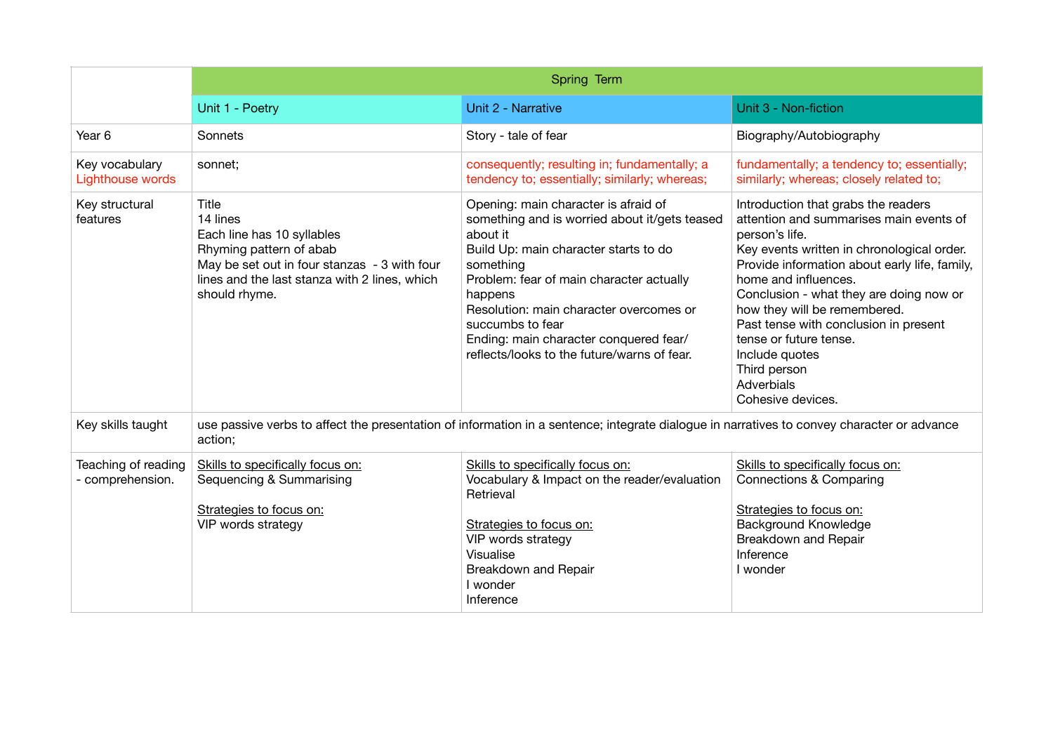| | Spring Term | | |
|---|---|---|---|
| | Unit 1 - Poetry | Unit 2 - Narrative | Unit 3 - Non-fiction |
| Year 6 | Sonnets | Story - tale of fear | Biography/Autobiography |
| Key vocabulary<br>Lighthouse words | sonnet; | consequently; resulting in; fundamentally; a tendency to; essentially; similarly; whereas; | fundamentally; a tendency to; essentially; similarly; whereas; closely related to; |
| Key structural features | Title<br>14 lines<br>Each line has 10 syllables<br>Rhyming pattern of abab<br>May be set out in four stanzas - 3 with four lines and the last stanza with 2 lines, which should rhyme. | Opening: main character is afraid of something and is worried about it/gets teased about it<br>Build Up: main character starts to do something<br>Problem: fear of main character actually happens<br>Resolution: main character overcomes or succumbs to fear<br>Ending: main character conquered fear/ reflects/looks to the future/warns of fear. | Introduction that grabs the readers attention and summarises main events of person's life.<br>Key events written in chronological order.<br>Provide information about early life, family, home and influences.<br>Conclusion - what they are doing now or how they will be remembered.<br>Past tense with conclusion in present tense or future tense.<br>Include quotes<br>Third person<br>Adverbials<br>Cohesive devices. |
| Key skills taught | use passive verbs to affect the presentation of information in a sentence; integrate dialogue in narratives to convey character or advance action; | | |
| Teaching of reading - comprehension. | Skills to specifically focus on:<br>Sequencing & Summarising<br><br>Strategies to focus on:<br>VIP words strategy | Skills to specifically focus on:<br>Vocabulary & Impact on the reader/evaluation<br>Retrieval<br><br>Strategies to focus on:<br>VIP words strategy<br>Visualise<br>Breakdown and Repair<br>I wonder<br>Inference | Skills to specifically focus on:<br>Connections & Comparing<br><br>Strategies to focus on:<br>Background Knowledge<br>Breakdown and Repair<br>Inference<br>I wonder |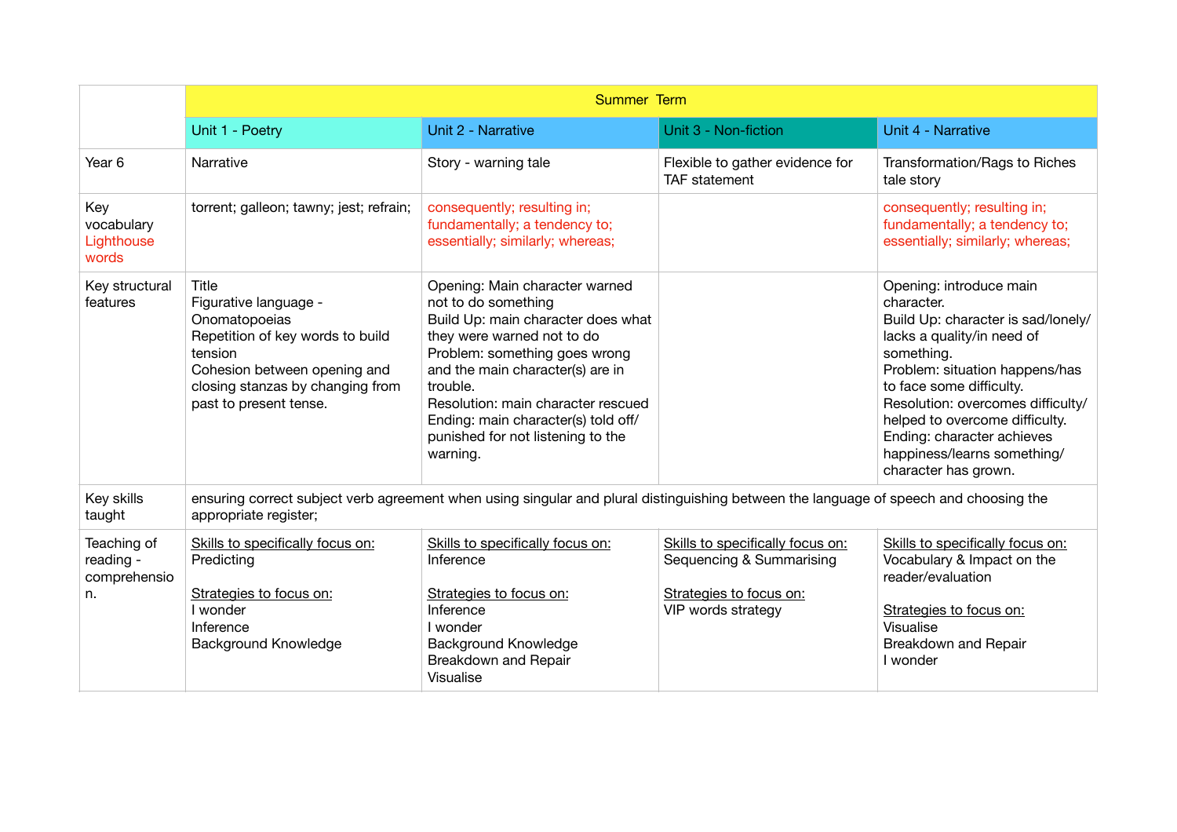| | Summer Term | | | |
|---|---|---|---|---|
| | Unit 1 - Poetry | Unit 2 - Narrative | Unit 3 - Non-fiction | Unit 4 - Narrative |
| Year 6 | Narrative | Story - warning tale | Flexible to gather evidence for TAF statement | Transformation/Rags to Riches tale story |
| Key vocabulary Lighthouse words | torrent; galleon; tawny; jest; refrain; | consequently; resulting in; fundamentally; a tendency to; essentially; similarly; whereas; | | consequently; resulting in; fundamentally; a tendency to; essentially; similarly; whereas; |
| Key structural features | Title<br>Figurative language - Onomatopoeias<br>Repetition of key words to build tension<br>Cohesion between opening and closing stanzas by changing from past to present tense. | Opening: Main character warned not to do something<br>Build Up: main character does what they were warned not to do<br>Problem: something goes wrong and the main character(s) are in trouble.<br>Resolution: main character rescued<br>Ending: main character(s) told off/ punished for not listening to the warning. | | Opening: introduce main character.<br>Build Up: character is sad/lonely/ lacks a quality/in need of something.<br>Problem: situation happens/has to face some difficulty.<br>Resolution: overcomes difficulty/ helped to overcome difficulty.<br>Ending: character achieves happiness/learns something/ character has grown. |
| Key skills taught | ensuring correct subject verb agreement when using singular and plural distinguishing between the language of speech and choosing the appropriate register; | | | |
| Teaching of reading - comprehension. | Skills to specifically focus on:<br>Predicting<br><br>Strategies to focus on:<br>I wonder<br>Inference<br>Background Knowledge | Skills to specifically focus on:<br>Inference<br><br>Strategies to focus on:<br>Inference<br>I wonder<br>Background Knowledge<br>Breakdown and Repair<br>Visualise | Skills to specifically focus on:<br>Sequencing & Summarising<br><br>Strategies to focus on:<br>VIP words strategy | Skills to specifically focus on:<br>Vocabulary & Impact on the reader/evaluation<br><br>Strategies to focus on:<br>Visualise<br>Breakdown and Repair<br>I wonder |